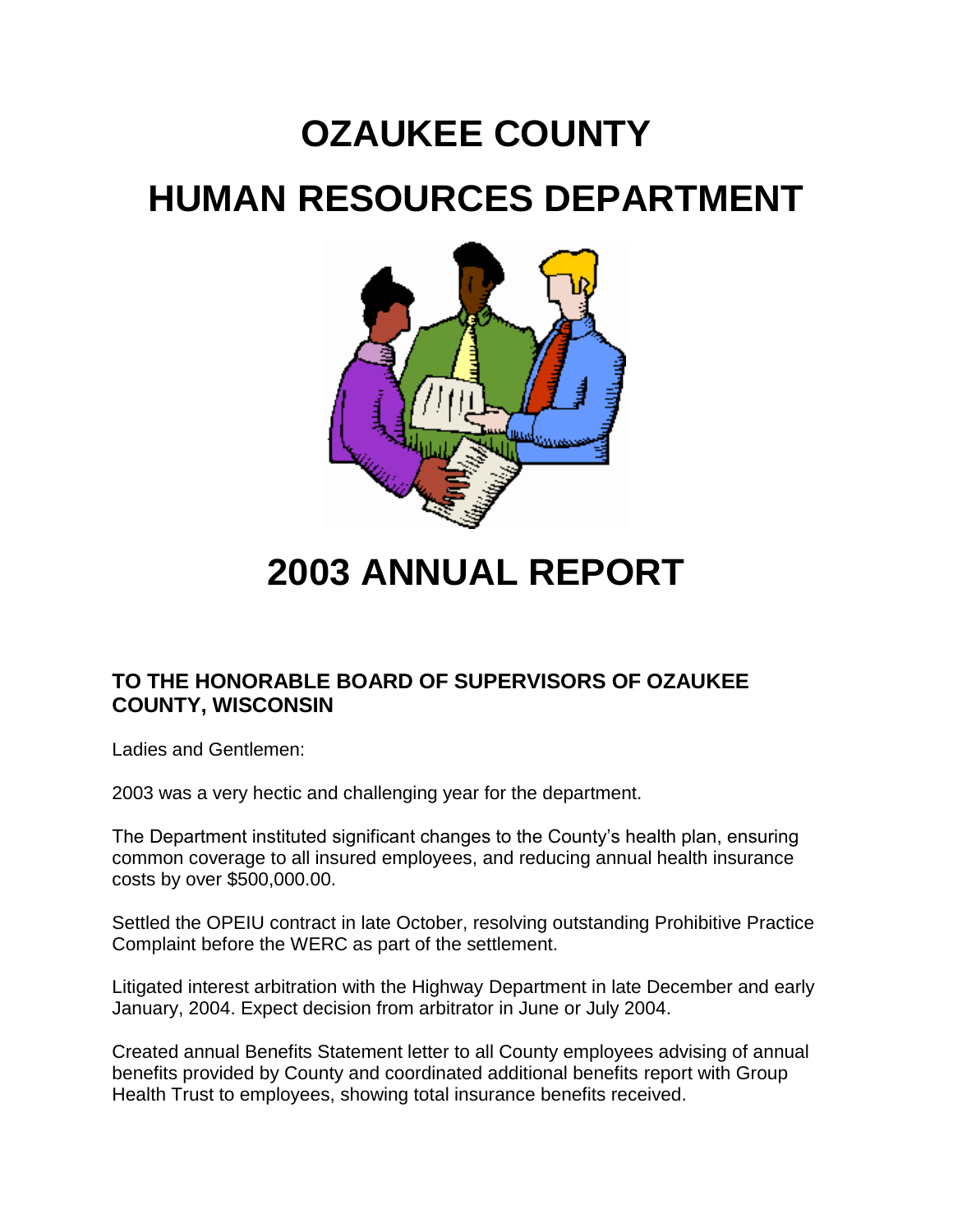# OZAUKEE COUNTY

# HUMAN RESOURCES DEPARTMENT

# 2003 ANNUAL REPORT

### TO THE HONORABLE BOARD OF SUPERVISORS OF OZAUKEE COUNTY, WISCONSIN

Ladies and Gentlemen:

2003 was a very hectic and challenging year for the department.

The Department instituted significant changes to the County's health plan, ensuring common coverage to all insured employees, and reducing annual health insurance costs by over $500,000.00.

Settled the OPEIU contract in late October, resolving outstanding Prohibitive Practice Complaint before the WERC as part of the settlement.

Litigated interest arbitration with the Highway Department in late December and early January, 2004. Expect decision from arbitrator in June or July 2004.

Created annual Benefits Statement letter to all County employees advising of annual benefits provided by County and coordinated additional benefits report with Group Health Trust to employees, showing total insurance benefits received.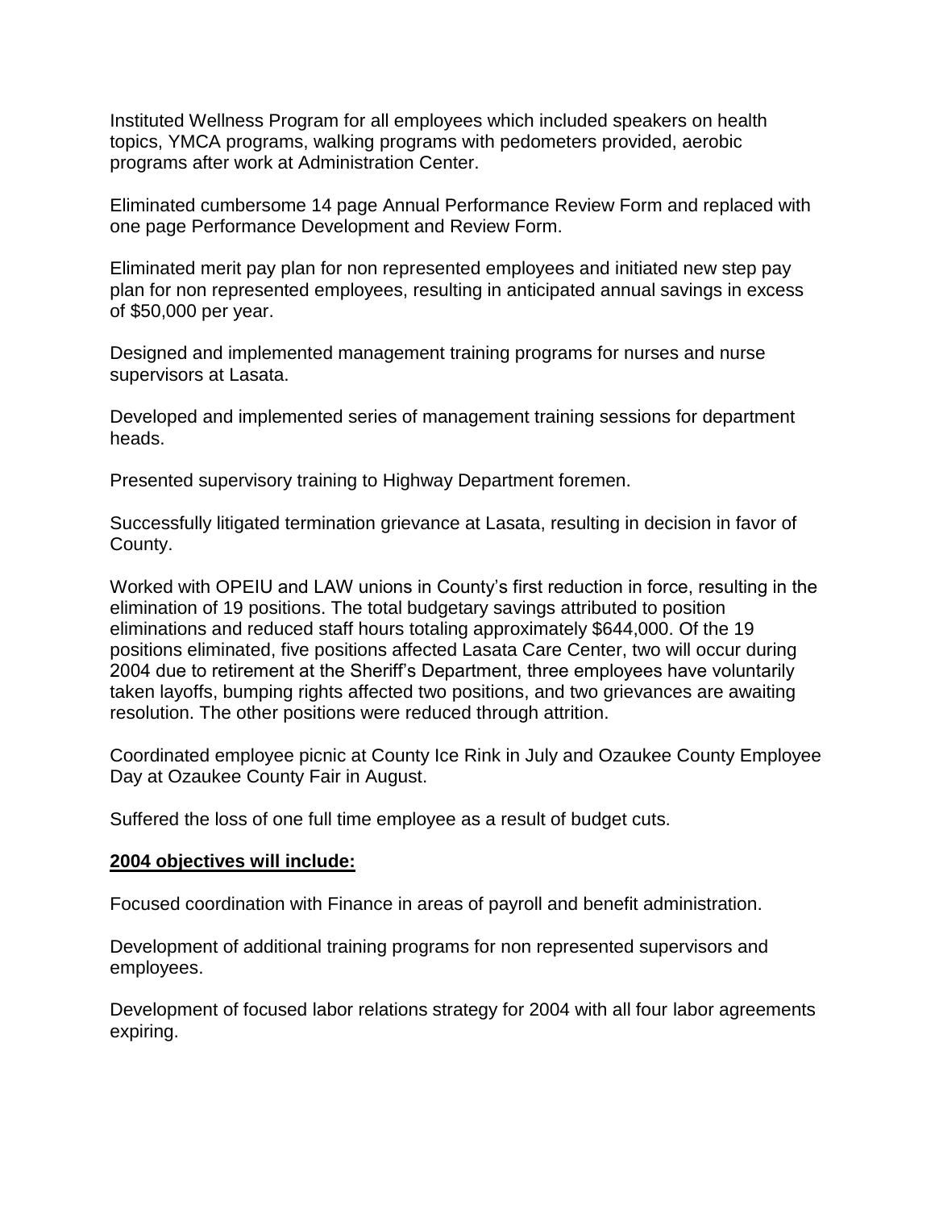Instituted Wellness Program for all employees which included speakers on health topics, YMCA programs, walking programs with pedometers provided, aerobic programs after work at Administration Center.

Eliminated cumbersome 14 page Annual Performance Review Form and replaced with one page Performance Development and Review Form.

Eliminated merit pay plan for non represented employees and initiated new step pay plan for non represented employees, resulting in anticipated annual savings in excess of $50,000 per year.

Designed and implemented management training programs for nurses and nurse supervisors at Lasata.

Developed and implemented series of management training sessions for department heads.

Presented supervisory training to Highway Department foremen.

Successfully litigated termination grievance at Lasata, resulting in decision in favor of County.

Worked with OPEIU and LAW unions in County's first reduction in force, resulting in the elimination of 19 positions. The total budgetary savings attributed to position eliminations and reduced staff hours totaling approximately $644,000. Of the 19 positions eliminated, five positions affected Lasata Care Center, two will occur during 2004 due to retirement at the Sheriff's Department, three employees have voluntarily taken layoffs, bumping rights affected two positions, and two grievances are awaiting resolution. The other positions were reduced through attrition.

Coordinated employee picnic at County Ice Rink in July and Ozaukee County Employee Day at Ozaukee County Fair in August.

Suffered the loss of one full time employee as a result of budget cuts.

**2004 objectives will include:**

Focused coordination with Finance in areas of payroll and benefit administration.

Development of additional training programs for non represented supervisors and employees.

Development of focused labor relations strategy for 2004 with all four labor agreements expiring.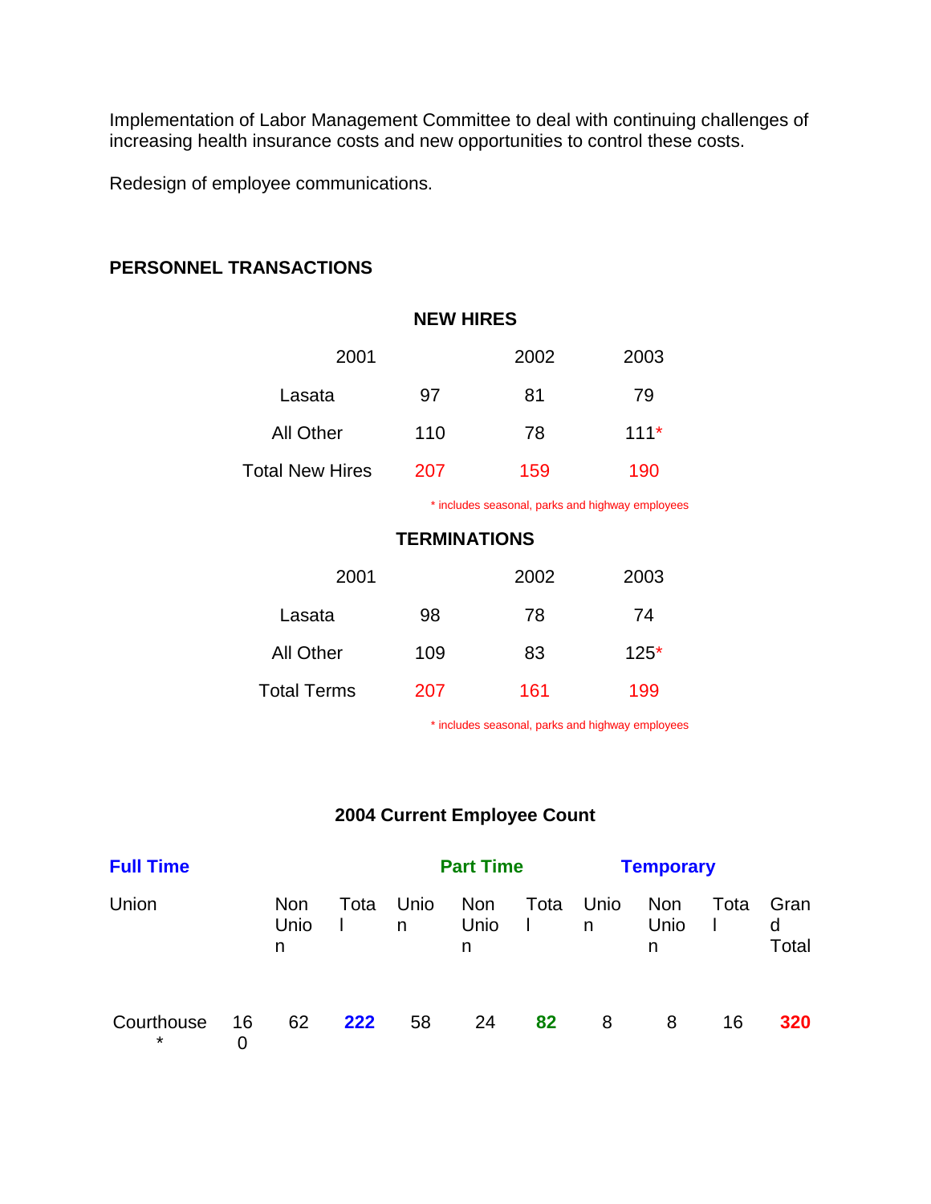Implementation of Labor Management Committee to deal with continuing challenges of increasing health insurance costs and new opportunities to control these costs.

Redesign of employee communications.

## PERSONNEL TRANSACTIONS

### NEW HIRES

| | 2001 | 2002 | 2003 |
|---|---|---|---|
| Lasata | 97 | 81 | 79 |
| All Other | 110 | 78 | 111* |
| Total New Hires | 207 | 159 | 190 |

* includes seasonal, parks and highway employees

### TERMINATIONS

| | 2001 | 2002 | 2003 |
|---|---|---|---|
| Lasata | 98 | 78 | 74 |
| All Other | 109 | 83 | 125* |
| Total Terms | 207 | 161 | 199 |

* includes seasonal, parks and highway employees

### 2004 Current Employee Count

| | Full Time | | | Part Time | | | Temporary | | | |
|---|---|---|---|---|---|---|---|---|---|---|
| | Union | Non Union | Total | Union | Non Union | Total | Union | Non Union | Total | Grand Total |
| Courthouse * | 160 | 62 | **222** | 58 | 24 | **82** | 8 | 8 | 16 | **320** |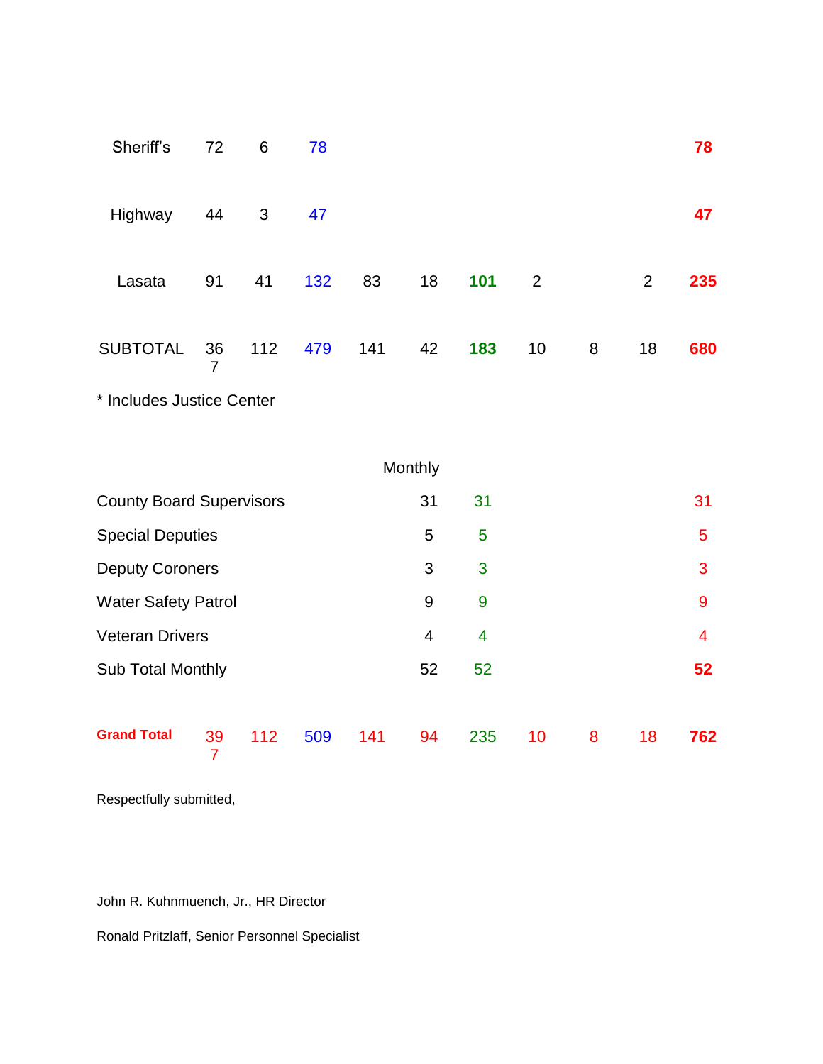| | | | | | | | | | | |
|---|---|---|---|---|---|---|---|---|---|---|
| Sheriff's | 72 | 6 | 78 | | | | | | | **78** |
| Highway | 44 | 3 | 47 | | | | | | | **47** |
| Lasata | 91 | 41 | 132 | 83 | 18 | **101** | 2 | | 2 | **235** |
| SUBTOTAL | 367 | 112 | 479 | 141 | 42 | **183** | 10 | 8 | 18 | **680** |

* Includes Justice Center

| | | | | | | | | | | |
|---|---|---|---|---|---|---|---|---|---|---|
| | | | | | Monthly | | | | | |
| County Board Supervisors | | | | | 31 | 31 | | | | 31 |
| Special Deputies | | | | | 5 | 5 | | | | 5 |
| Deputy Coroners | | | | | 3 | 3 | | | | 3 |
| Water Safety Patrol | | | | | 9 | 9 | | | | 9 |
| Veteran Drivers | | | | | 4 | 4 | | | | 4 |
| Sub Total Monthly | | | | | 52 | 52 | | | | **52** |
| **Grand Total** | 397 | 112 | 509 | 141 | 94 | 235 | 10 | 8 | 18 | **762** |

Respectfully submitted,

John R. Kuhnmuench, Jr., HR Director

Ronald Pritzlaff, Senior Personnel Specialist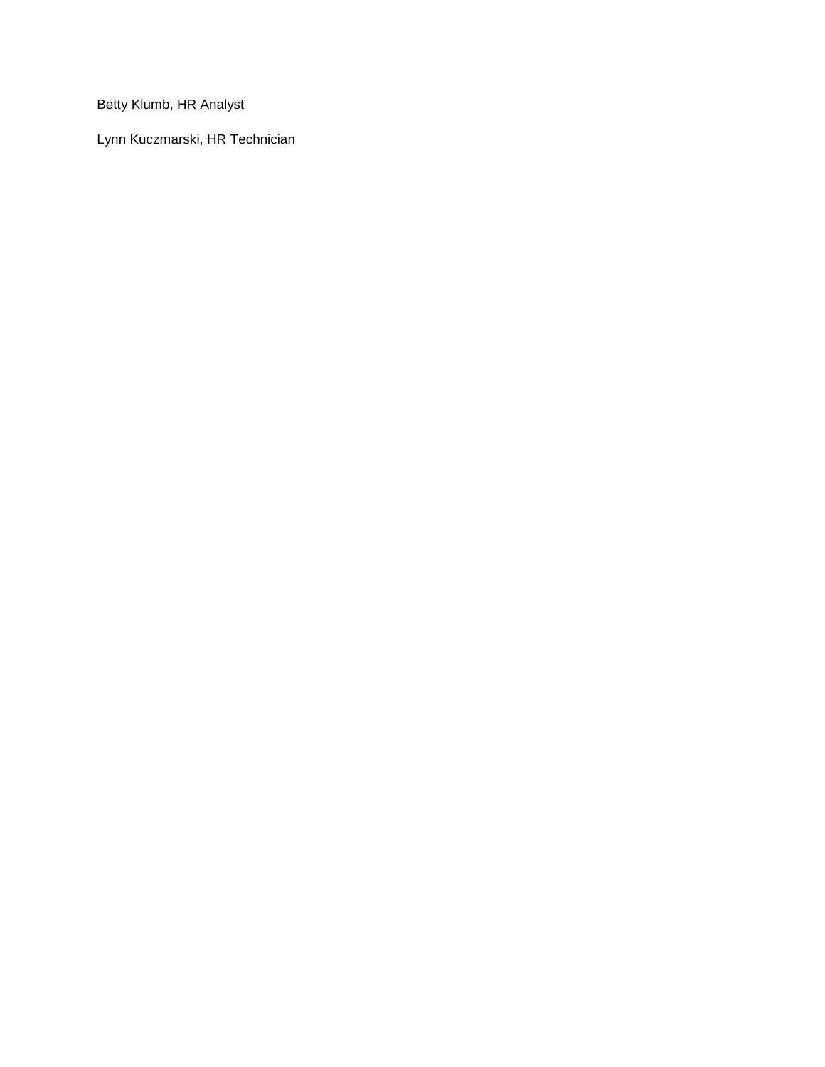Betty Klumb, HR Analyst

Lynn Kuczmarski, HR Technician